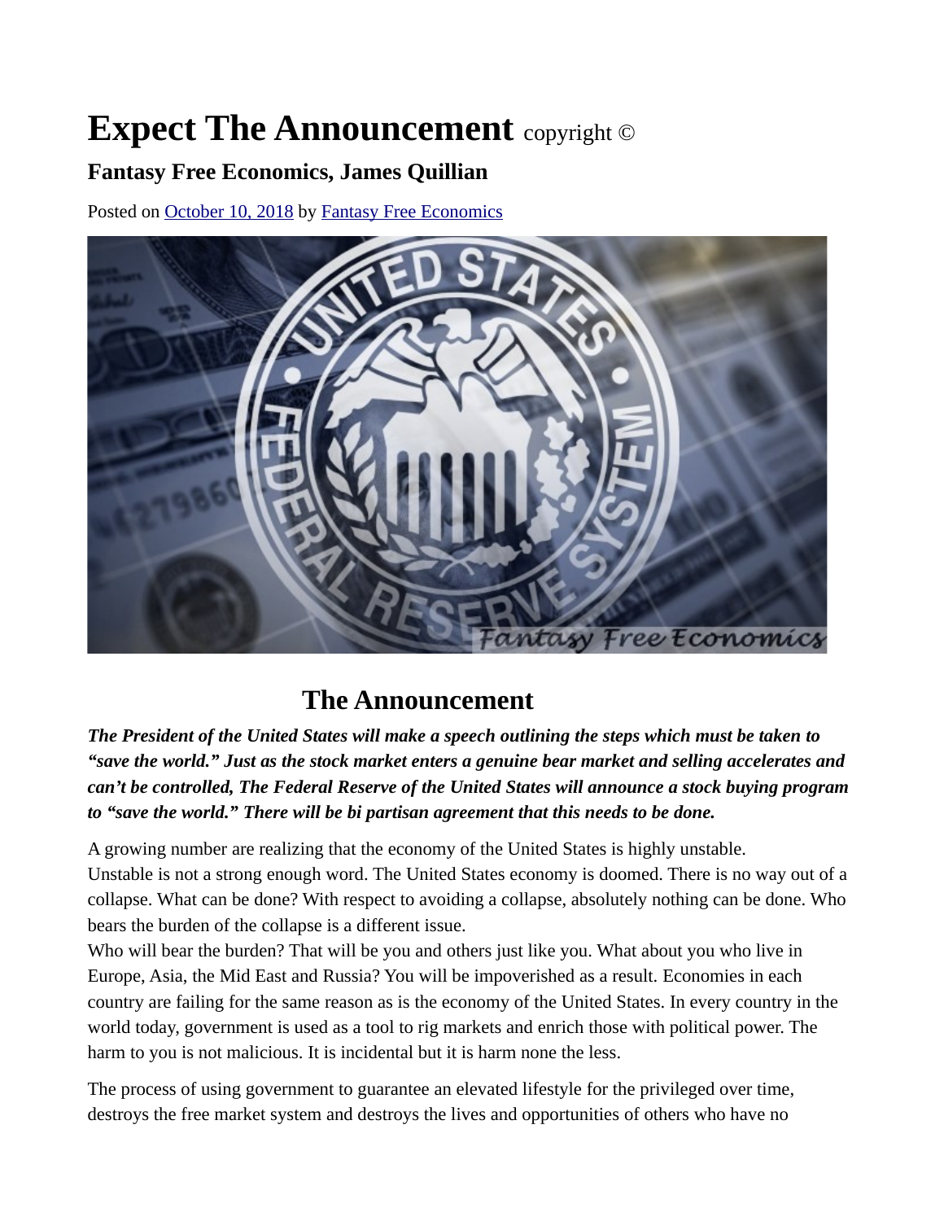# Expect The Announcement copyright ©

### Fantasy Free Economics, James Quillian

Posted on October 10, 2018 by Fantasy Free Economics

## The Announcement

***The President of the United States will make a speech outlining the steps which must be taken to "save the world." Just as the stock market enters a genuine bear market and selling accelerates and can't be controlled, The Federal Reserve of the United States will announce a stock buying program to "save the world." There will be bi partisan agreement that this needs to be done.***

A growing number are realizing that the economy of the United States is highly unstable. Unstable is not a strong enough word. The United States economy is doomed. There is no way out of a collapse. What can be done? With respect to avoiding a collapse, absolutely nothing can be done. Who bears the burden of the collapse is a different issue.
Who will bear the burden? That will be you and others just like you. What about you who live in Europe, Asia, the Mid East and Russia? You will be impoverished as a result. Economies in each country are failing for the same reason as is the economy of the United States. In every country in the world today, government is used as a tool to rig markets and enrich those with political power. The harm to you is not malicious. It is incidental but it is harm none the less.

The process of using government to guarantee an elevated lifestyle for the privileged over time, destroys the free market system and destroys the lives and opportunities of others who have no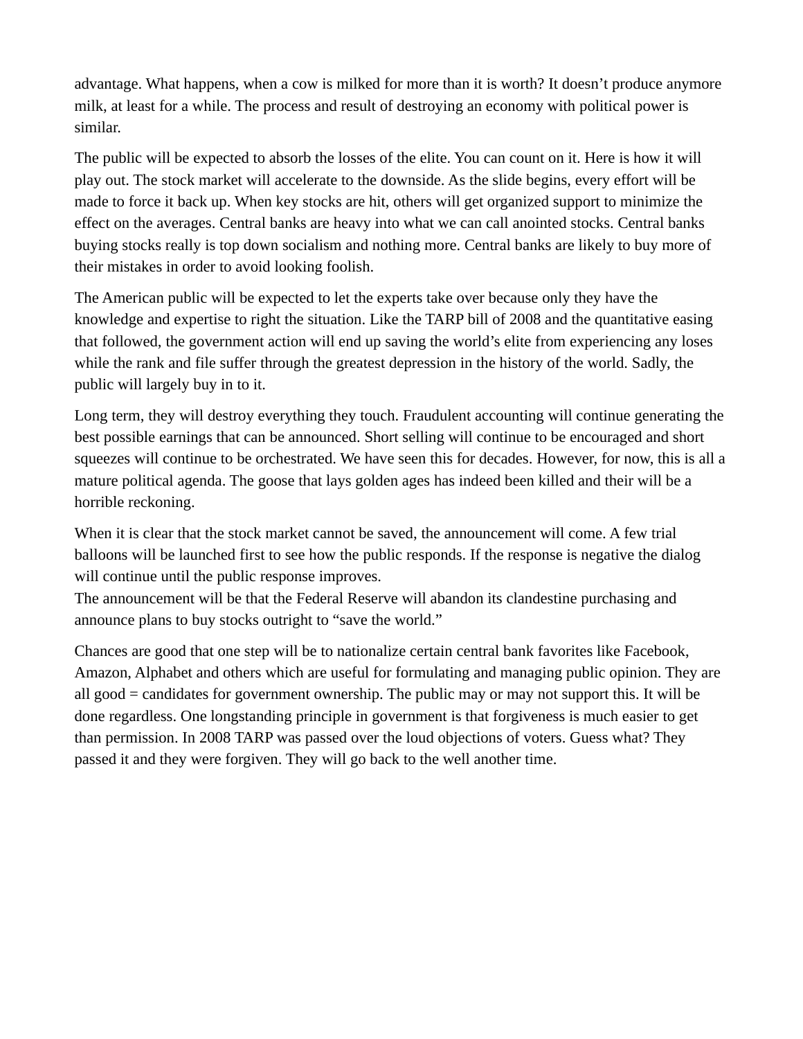advantage. What happens, when a cow is milked for more than it is worth? It doesn't produce anymore milk, at least for a while. The process and result of destroying an economy with political power is similar.

The public will be expected to absorb the losses of the elite. You can count on it. Here is how it will play out. The stock market will accelerate to the downside. As the slide begins, every effort will be made to force it back up. When key stocks are hit, others will get organized support to minimize the effect on the averages. Central banks are heavy into what we can call anointed stocks. Central banks buying stocks really is top down socialism and nothing more. Central banks are likely to buy more of their mistakes in order to avoid looking foolish.

The American public will be expected to let the experts take over because only they have the knowledge and expertise to right the situation. Like the TARP bill of 2008 and the quantitative easing that followed, the government action will end up saving the world's elite from experiencing any loses while the rank and file suffer through the greatest depression in the history of the world. Sadly, the public will largely buy in to it.

Long term, they will destroy everything they touch. Fraudulent accounting will continue generating the best possible earnings that can be announced. Short selling will continue to be encouraged and short squeezes will continue to be orchestrated. We have seen this for decades. However, for now, this is all a mature political agenda. The goose that lays golden ages has indeed been killed and their will be a horrible reckoning.

When it is clear that the stock market cannot be saved, the announcement will come. A few trial balloons will be launched first to see how the public responds. If the response is negative the dialog will continue until the public response improves.
The announcement will be that the Federal Reserve will abandon its clandestine purchasing and announce plans to buy stocks outright to "save the world."

Chances are good that one step will be to nationalize certain central bank favorites like Facebook, Amazon, Alphabet and others which are useful for formulating and managing public opinion. They are all good = candidates for government ownership. The public may or may not support this. It will be done regardless. One longstanding principle in government is that forgiveness is much easier to get than permission. In 2008 TARP was passed over the loud objections of voters. Guess what? They passed it and they were forgiven. They will go back to the well another time.